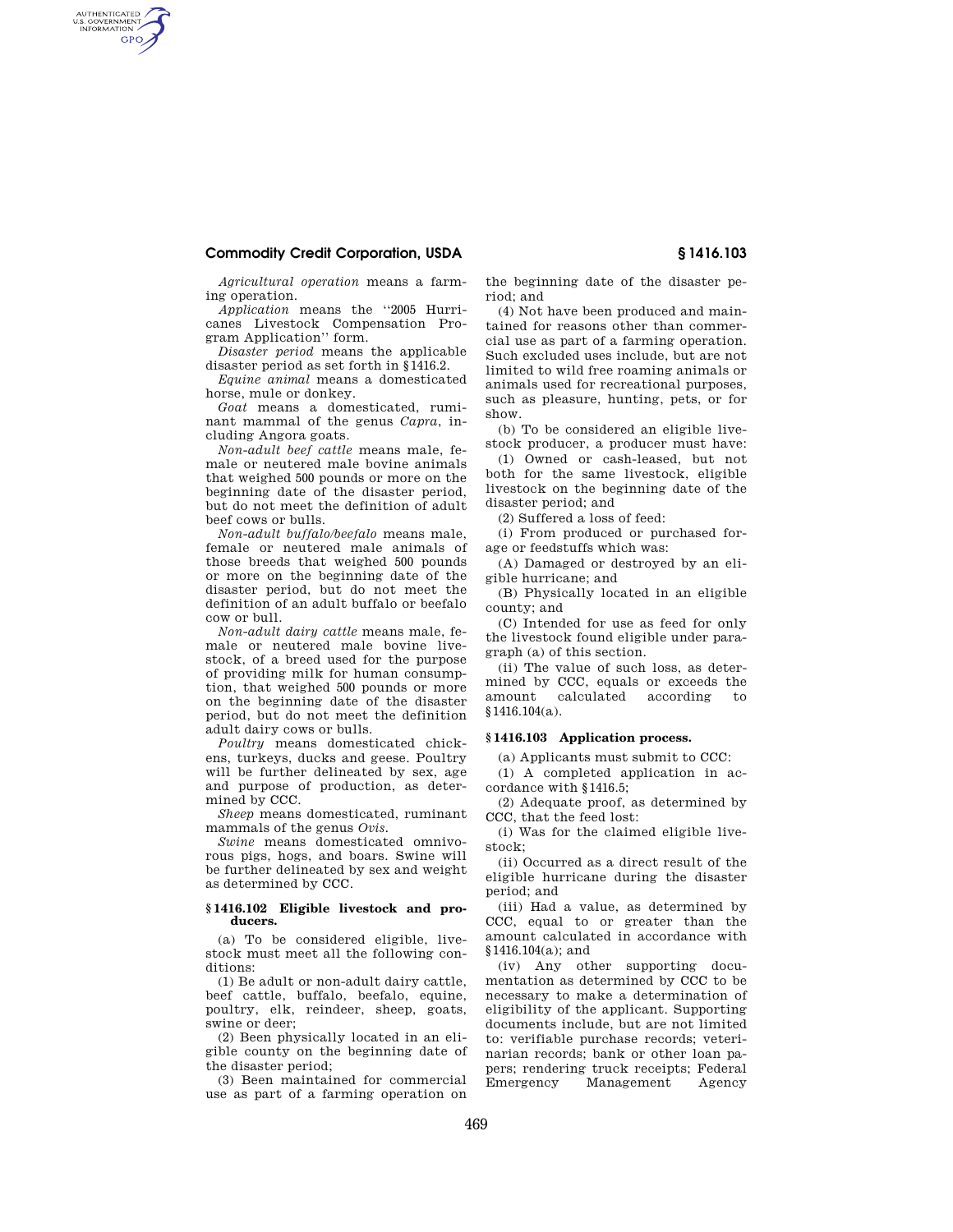*Agricultural operation* means a farming operation.

*Application* means the ''2005 Hurricanes Livestock Compensation Program Application'' form.

*Disaster period* means the applicable disaster period as set forth in §1416.2.

*Equine animal* means a domesticated horse, mule or donkey.

*Goat* means a domesticated, ruminant mammal of the genus *Capra*, including Angora goats.

*Non-adult beef cattle* means male, female or neutered male bovine animals that weighed 500 pounds or more on the beginning date of the disaster period, but do not meet the definition of adult beef cows or bulls.

*Non-adult buffalo/beefalo* means male, female or neutered male animals of those breeds that weighed 500 pounds or more on the beginning date of the disaster period, but do not meet the definition of an adult buffalo or beefalo cow or bull.

*Non-adult dairy cattle* means male, female or neutered male bovine livestock, of a breed used for the purpose of providing milk for human consumption, that weighed 500 pounds or more on the beginning date of the disaster period, but do not meet the definition adult dairy cows or bulls.

*Poultry* means domesticated chickens, turkeys, ducks and geese. Poultry will be further delineated by sex, age and purpose of production, as determined by CCC.

*Sheep* means domesticated, ruminant mammals of the genus *Ovis*.

*Swine* means domesticated omnivorous pigs, hogs, and boars. Swine will be further delineated by sex and weight as determined by CCC.

### §1416.102 Eligible livestock and producers.

(a) To be considered eligible, livestock must meet all the following conditions:

(1) Be adult or non-adult dairy cattle, beef cattle, buffalo, beefalo, equine, poultry, elk, reindeer, sheep, goats, swine or deer;

(2) Been physically located in an eligible county on the beginning date of the disaster period;

(3) Been maintained for commercial use as part of a farming operation on the beginning date of the disaster period; and

(4) Not have been produced and maintained for reasons other than commercial use as part of a farming operation. Such excluded uses include, but are not limited to wild free roaming animals or animals used for recreational purposes, such as pleasure, hunting, pets, or for show.

(b) To be considered an eligible livestock producer, a producer must have:

(1) Owned or cash-leased, but not both for the same livestock, eligible livestock on the beginning date of the disaster period; and

(2) Suffered a loss of feed:

(i) From produced or purchased forage or feedstuffs which was:

(A) Damaged or destroyed by an eligible hurricane; and

(B) Physically located in an eligible county; and

(C) Intended for use as feed for only the livestock found eligible under paragraph (a) of this section.

(ii) The value of such loss, as determined by CCC, equals or exceeds the amount calculated according to §1416.104(a).

### §1416.103 Application process.

(a) Applicants must submit to CCC:

(1) A completed application in accordance with §1416.5;

(2) Adequate proof, as determined by CCC, that the feed lost:

(i) Was for the claimed eligible livestock;

(ii) Occurred as a direct result of the eligible hurricane during the disaster period; and

(iii) Had a value, as determined by CCC, equal to or greater than the amount calculated in accordance with §1416.104(a); and

(iv) Any other supporting documentation as determined by CCC to be necessary to make a determination of eligibility of the applicant. Supporting documents include, but are not limited to: verifiable purchase records; veterinarian records; bank or other loan papers; rendering truck receipts; Federal Emergency Management Agency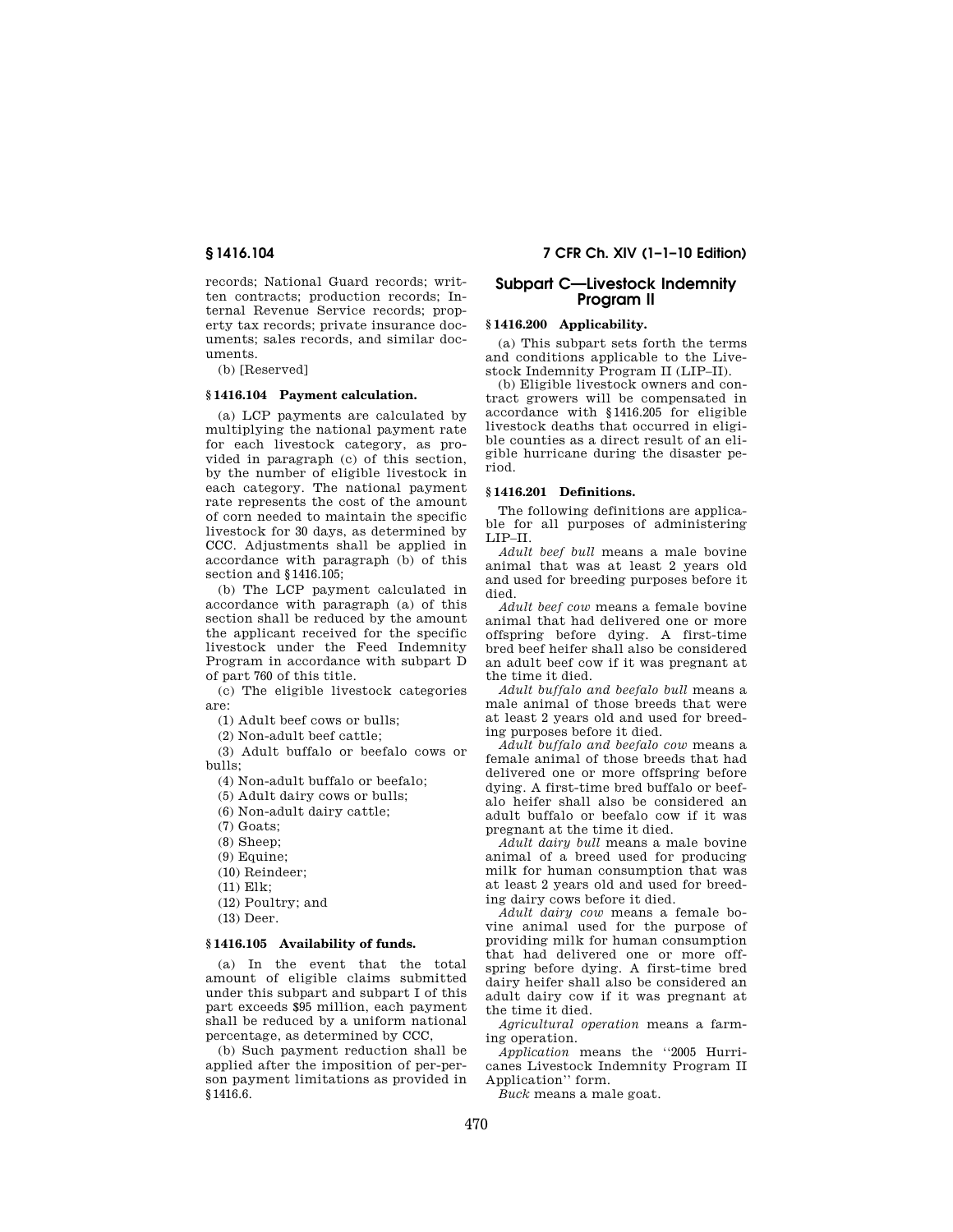records; National Guard records; written contracts; production records; Internal Revenue Service records; property tax records; private insurance documents; sales records, and similar documents.

(b) [Reserved]

### § 1416.104 Payment calculation.

(a) LCP payments are calculated by multiplying the national payment rate for each livestock category, as provided in paragraph (c) of this section, by the number of eligible livestock in each category. The national payment rate represents the cost of the amount of corn needed to maintain the specific livestock for 30 days, as determined by CCC. Adjustments shall be applied in accordance with paragraph (b) of this section and § 1416.105;

(b) The LCP payment calculated in accordance with paragraph (a) of this section shall be reduced by the amount the applicant received for the specific livestock under the Feed Indemnity Program in accordance with subpart D of part 760 of this title.

(c) The eligible livestock categories are:

(1) Adult beef cows or bulls;

(2) Non-adult beef cattle;

(3) Adult buffalo or beefalo cows or bulls;

(4) Non-adult buffalo or beefalo;

(5) Adult dairy cows or bulls;

(6) Non-adult dairy cattle;

(7) Goats;

(8) Sheep;

(9) Equine;

(10) Reindeer;

(11) Elk;

(12) Poultry; and

(13) Deer.

### § 1416.105 Availability of funds.

(a) In the event that the total amount of eligible claims submitted under this subpart and subpart I of this part exceeds $95 million, each payment shall be reduced by a uniform national percentage, as determined by CCC,

(b) Such payment reduction shall be applied after the imposition of per-person payment limitations as provided in § 1416.6.

## Subpart C—Livestock Indemnity Program II

### § 1416.200 Applicability.

(a) This subpart sets forth the terms and conditions applicable to the Livestock Indemnity Program II (LIP–II).

(b) Eligible livestock owners and contract growers will be compensated in accordance with § 1416.205 for eligible livestock deaths that occurred in eligible counties as a direct result of an eligible hurricane during the disaster period.

### § 1416.201 Definitions.

The following definitions are applicable for all purposes of administering LIP–II.

*Adult beef bull* means a male bovine animal that was at least 2 years old and used for breeding purposes before it died.

*Adult beef cow* means a female bovine animal that had delivered one or more offspring before dying. A first-time bred beef heifer shall also be considered an adult beef cow if it was pregnant at the time it died.

*Adult buffalo and beefalo bull* means a male animal of those breeds that were at least 2 years old and used for breeding purposes before it died.

*Adult buffalo and beefalo cow* means a female animal of those breeds that had delivered one or more offspring before dying. A first-time bred buffalo or beefalo heifer shall also be considered an adult buffalo or beefalo cow if it was pregnant at the time it died.

*Adult dairy bull* means a male bovine animal of a breed used for producing milk for human consumption that was at least 2 years old and used for breeding dairy cows before it died.

*Adult dairy cow* means a female bovine animal used for the purpose of providing milk for human consumption that had delivered one or more offspring before dying. A first-time bred dairy heifer shall also be considered an adult dairy cow if it was pregnant at the time it died.

*Agricultural operation* means a farming operation.

*Application* means the ''2005 Hurricanes Livestock Indemnity Program II Application'' form.

*Buck* means a male goat.